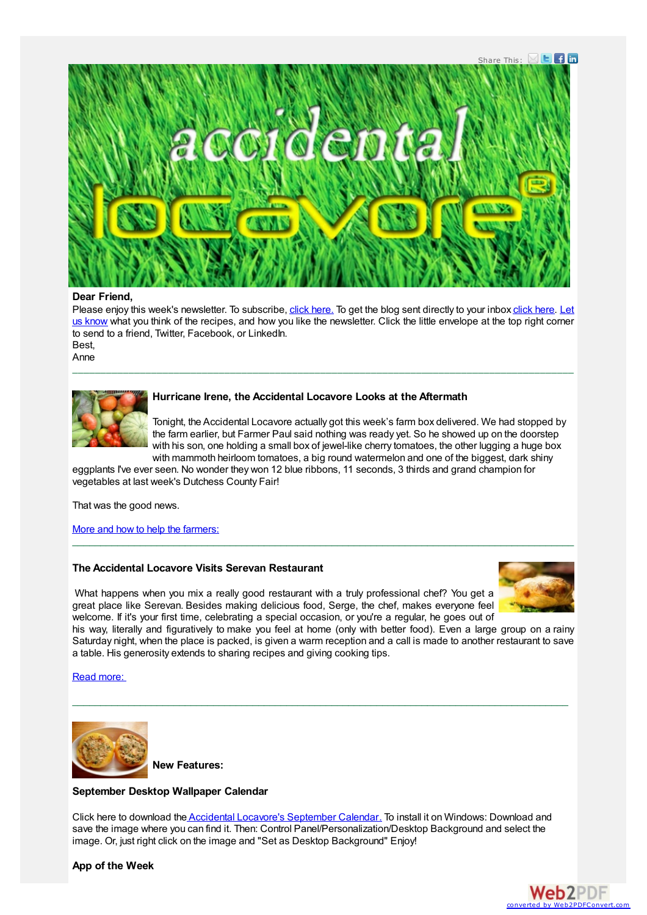Share This:

Dear Friend,

Please enjoy this week's newsletter. To subscribe, click here. To get the blog sent directly to your inbox click here. Let us know what you think of the recipes, and how you like the newsletter. Click the little envelope at the top right corner to send to a friend, Twitter, Facebook, or LinkedIn.

Best,

Anne

---

**Hurricane Irene, the Accidental Locavore Looks at the Aftermath**

Tonight, the Accidental Locavore actually got this week's farm box delivered. We had stopped by the farm earlier, but Farmer Paul said nothing was ready yet. So he showed up on the doorstep with his son, one holding a small box of jewel-like cherry tomatoes, the other lugging a huge box with mammoth heirloom tomatoes, a big round watermelon and one of the biggest, dark shiny eggplants I've ever seen. No wonder they won 12 blue ribbons, 11 seconds, 3 thirds and grand champion for vegetables at last week's Dutchess County Fair!

That was the good news.

More and how to help the farmers:

---

**The Accidental Locavore Visits Serevan Restaurant**

What happens when you mix a really good restaurant with a truly professional chef? You get a great place like Serevan. Besides making delicious food, Serge, the chef, makes everyone feel welcome. If it's your first time, celebrating a special occasion, or you're a regular, he goes out of his way, literally and figuratively to make you feel at home (only with better food). Even a large group on a rainy Saturday night, when the place is packed, is given a warm reception and a call is made to another restaurant to save a table. His generosity extends to sharing recipes and giving cooking tips.

Read more:

---

**New Features:**

**September Desktop Wallpaper Calendar**

Click here to download the Accidental Locavore's September Calendar. To install it on Windows: Download and save the image where you can find it. Then: Control Panel/Personalization/Desktop Background and select the image. Or, just right click on the image and "Set as Desktop Background" Enjoy!

**App of the Week**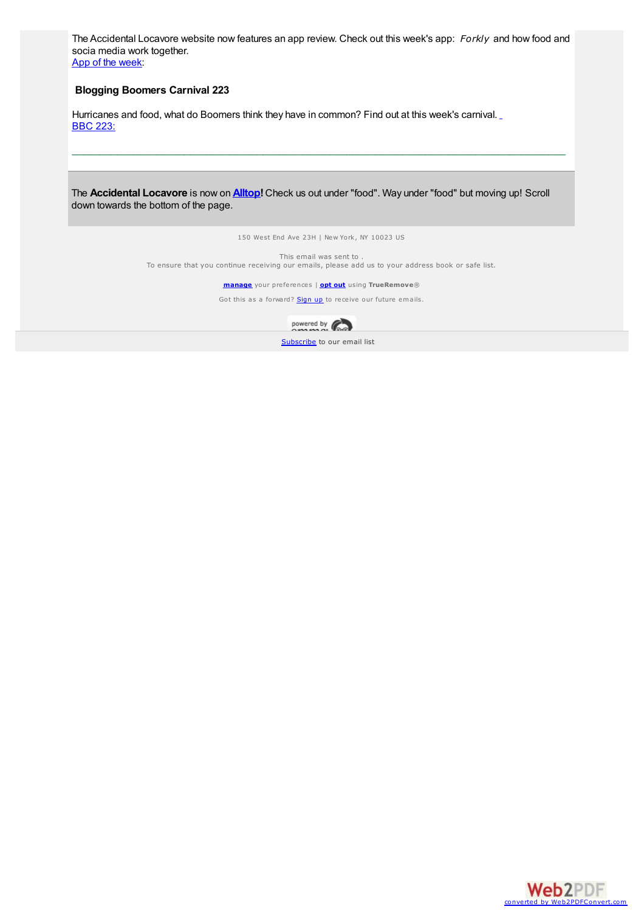The Accidental Locavore website now features an app review. Check out this week's app: *Forkly* and how food and socia media work together.
App of the week:

**Blogging Boomers Carnival 223**

Hurricanes and food, what do Boomers think they have in common? Find out at this week's carnival.
BBC 223:

---

The **Accidental Locavore** is now on **Alltop!** Check us out under "food". Way under "food" but moving up! Scroll down towards the bottom of the page.

150 West End Ave 23H | New York, NY 10023 US

This email was sent to .
To ensure that you continue receiving our emails, please add us to your address book or safe list.

**manage** your preferences | **opt out** using **TrueRemove**®

Got this as a forward? Sign up to receive our future emails.

Subscribe to our email list